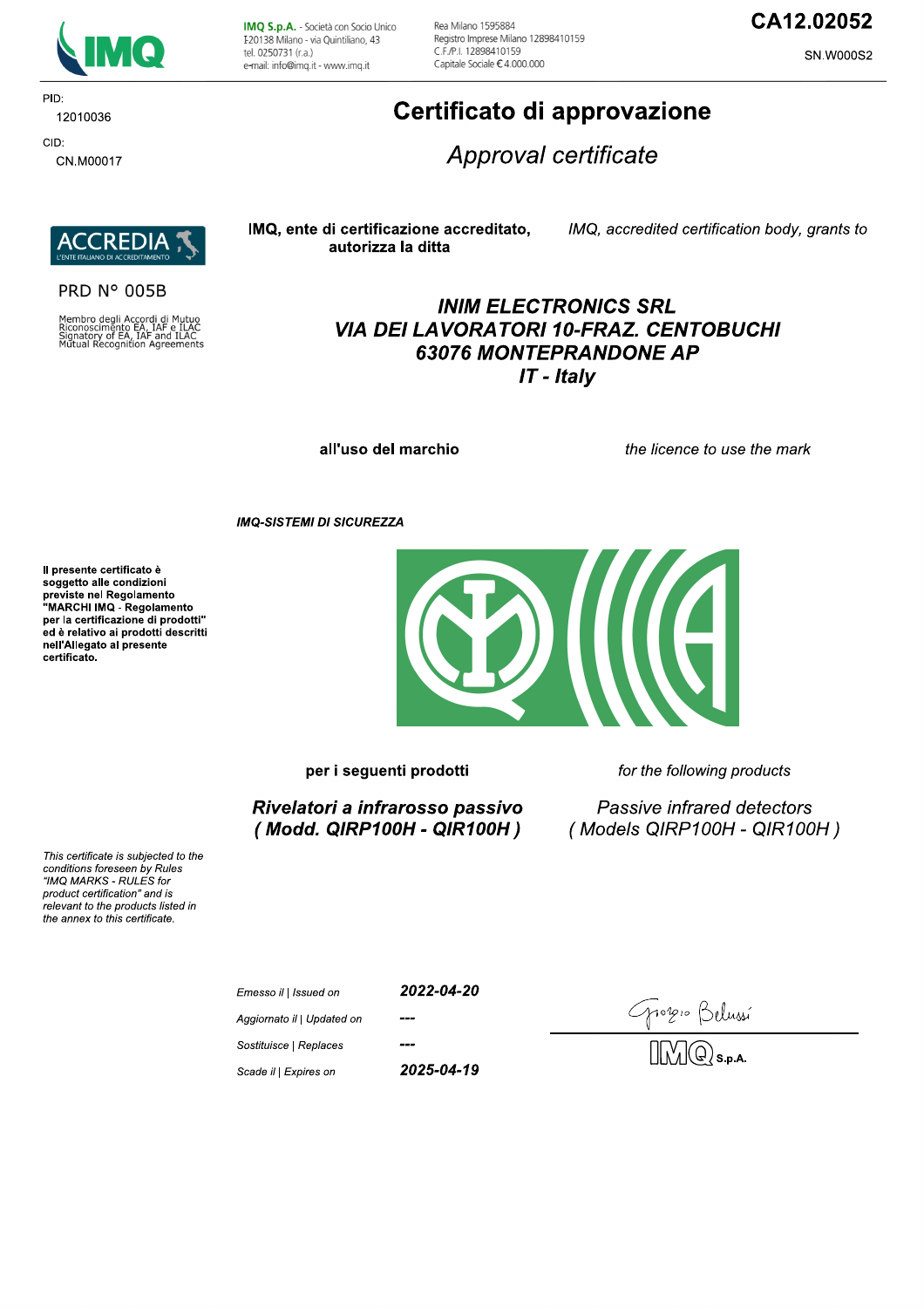IMQ S.p.A. - Società con Socio Unico
I20138 Milano - via Quintiliano, 43
tel. 0250731 (r.a.)
e-mail: info@imq.it - www.imq.it

Rea Milano 1595884
Registro Imprese Milano 12898410159
C.F./P.I. 12898410159
Capitale Sociale € 4.000.000

**CA12.02052**

SN.W000S2

PID:
12010036

CID:
CN.M00017

# Certificato di approvazione

*Approval certificate*

ACCREDIA
L'ENTE ITALIANO DI ACCREDITAMENTO

PRD N° 005B

Membro degli Accordi di Mutuo Riconoscimento EA, IAF e ILAC
Signatory of EA, IAF and ILAC Mutual Recognition Agreements

**IMQ, ente di certificazione accreditato, autorizza la ditta**

*IMQ, accredited certification body, grants to*

***INIM ELECTRONICS SRL***
***VIA DEI LAVORATORI 10-FRAZ. CENTOBUCHI***
***63076 MONTEPRANDONE AP***
***IT - Italy***

**all'uso del marchio**

*the licence to use the mark*

***IMQ-SISTEMI DI SICUREZZA***

**Il presente certificato è soggetto alle condizioni previste nel Regolamento "MARCHI IMQ - Regolamento per la certificazione di prodotti" ed è relativo ai prodotti descritti nell'Allegato al presente certificato.**

**per i seguenti prodotti**

*for the following products*

***Rivelatori a infrarosso passivo***
***( Modd. QIRP100H - QIR100H )***

*Passive infrared detectors*
*( Models QIRP100H - QIR100H )*

*This certificate is subjected to the conditions foreseen by Rules "IMQ MARKS - RULES for product certification" and is relevant to the products listed in the annex to this certificate.*

| | |
|---|---|
| *Emesso il \| Issued on* | ***2022-04-20*** |
| *Aggiornato il \| Updated on* | **---** |
| *Sostituisce \| Replaces* | **---** |
| *Scade il \| Expires on* | ***2025-04-19*** |

Giorgio Belussi

IMQ S.p.A.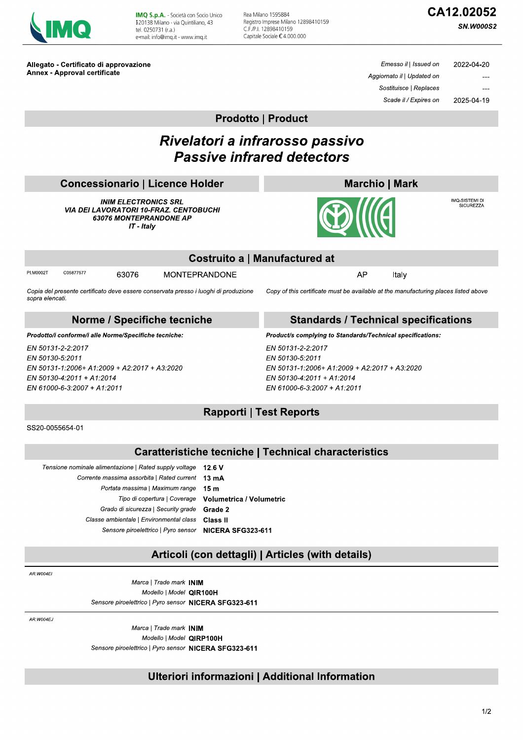IMQ

**IMQ S.p.A.** - Società con Socio Unico
I-20138 Milano - via Quintiliano, 43
tel. 0250731 (r.a.)
e-mail: info@imq.it - www.imq.it

Rea Milano 1595884
Registro Imprese Milano 12898410159
C.F./P.I. 12898410159
Capitale Sociale € 4.000.000

**CA12.02052**

***SN.W000S2***

**Allegato - Certificato di approvazione**
**Annex - Approval certificate**

| | |
|---|---|
| *Emesso il \| Issued on* | 2022-04-20 |
| *Aggiornato il \| Updated on* | --- |
| *Sostituisce \| Replaces* | --- |
| *Scade il / Expires on* | 2025-04-19 |

## Prodotto | Product

# *Rivelatori a infrarosso passivo*
# *Passive infrared detectors*

## Concessionario | Licence Holder

***INIM ELECTRONICS SRL***
***VIA DEI LAVORATORI 10-FRAZ. CENTOBUCHI***
***63076 MONTEPRANDONE AP***
***IT - Italy***

## Marchio | Mark

IMQ-SISTEMI DI SICUREZZA

## Costruito a | Manufactured at

| | | | | | |
|---|---|---|---|---|---|
| PI.M0002T | C05877577 | 63076 | MONTEPRANDONE | AP | Italy |

*Copia del presente certificato deve essere conservata presso i luoghi di produzione sopra elencati.*

*Copy of this certificate must be available at the manufacturing places listed above*

## Norme / Specifiche tecniche

***Prodotto/i conforme/i alle Norme/Specifiche tecniche:***

*EN 50131-2-2:2017*
*EN 50130-5:2011*
*EN 50131-1:2006+ A1:2009 + A2:2017 + A3:2020*
*EN 50130-4:2011 + A1:2014*
*EN 61000-6-3:2007 + A1:2011*

## Standards / Technical specifications

***Product/s complying to Standards/Technical specifications:***

*EN 50131-2-2:2017*
*EN 50130-5:2011*
*EN 50131-1:2006+ A1:2009 + A2:2017 + A3:2020*
*EN 50130-4:2011 + A1:2014*
*EN 61000-6-3:2007 + A1:2011*

## Rapporti | Test Reports

SS20-0055654-01

## Caratteristiche tecniche | Technical characteristics

| | |
|---|---|
| *Tensione nominale alimentazione \| Rated supply voltage* | **12.6 V** |
| *Corrente massima assorbita \| Rated current* | **13 mA** |
| *Portata massima \| Maximum range* | **15 m** |
| *Tipo di copertura \| Coverage* | **Volumetrica / Volumetric** |
| *Grado di sicurezza \| Security grade* | **Grade 2** |
| *Classe ambientale \| Environmental class* | **Class II** |
| *Sensore piroelettrico \| Pyro sensor* | **NICERA SFG323-611** |

## Articoli (con dettagli) | Articles (with details)

*AR.W004EI*

| | |
|---|---|
| *Marca \| Trade mark* | **INIM** |
| *Modello \| Model* | **QIR100H** |
| *Sensore piroelettrico \| Pyro sensor* | **NICERA SFG323-611** |

*AR.W004EJ*

| | |
|---|---|
| *Marca \| Trade mark* | **INIM** |
| *Modello \| Model* | **QIRP100H** |
| *Sensore piroelettrico \| Pyro sensor* | **NICERA SFG323-611** |

## Ulteriori informazioni | Additional Information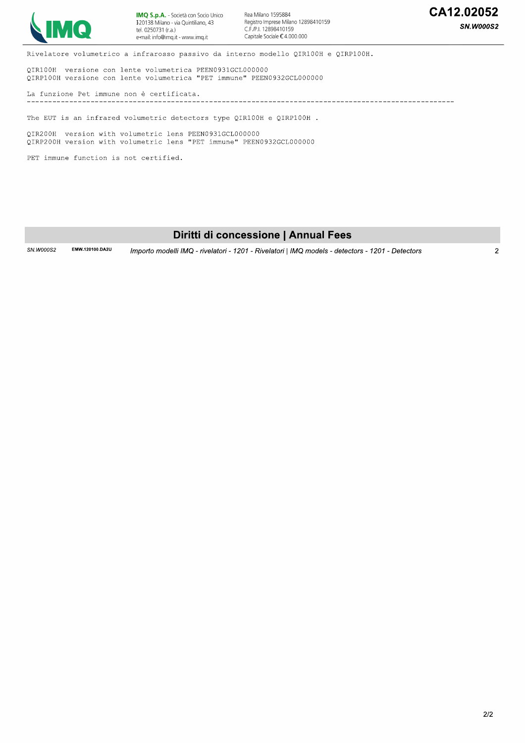Rivelatore volumetrico a infrarosso passivo da interno modello QIR100H e QIRP100H.

QIR100H versione con lente volumetrica PEEN0931GCL000000
QIRP100H versione con lente volumetrica "PET immune" PEEN0932GCL000000

La funzione Pet immune non è certificata.

---

The EUT is an infrared volumetric detectors type QIR100H e QIRP100H .

QIR200H version with volumetric lens PEEN0931GCL000000
QIRP200H version with volumetric lens "PET immune" PEEN0932GCL000000

PET immune function is not certified.

## Diritti di concessione | Annual Fees

| | | | |
|---|---|---|---|
| *SN.W000S2* | **EMW.120100.DA2U** | *Importo modelli IMQ - rivelatori - 1201 - Rivelatori \| IMQ models - detectors - 1201 - Detectors* | 2 |